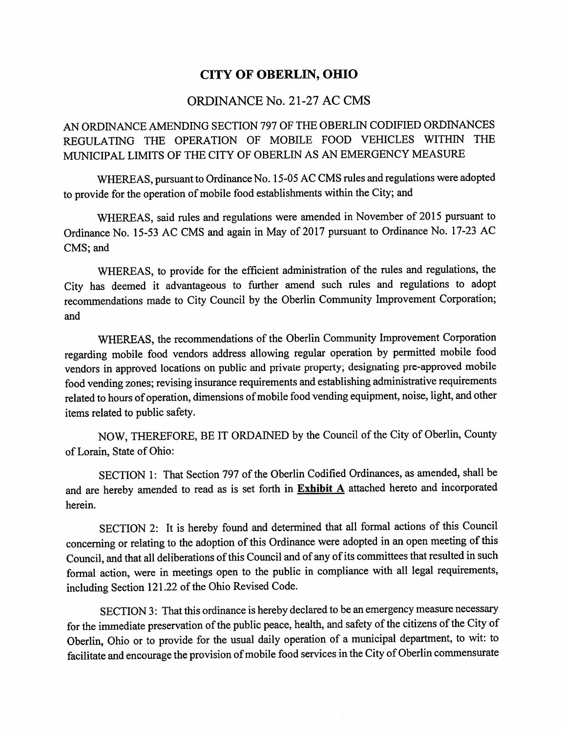# CITY OF OBERLIN, OHIO

## ORDINANCE No. 21-27 AC CMS

AN ORDINANCE AMENDING SECTION 797 OF THE OBERLIN CODIFIED ORDINANCES REGULATING THE OPERATION OF MOBILE FOOD VEHICLES WITHIN THE MUNICIPAL LIMITS OF THE CITY OF OBERLIN AS AN EMERGENCY MEASURE

WHEREAS, pursuant to Ordinance No. 15-05 AC CMS rules and regulations were adopted to provide for the operation of mobile food establishments within the City; and

WHEREAS, said rules and regulations were amended in November of 2015 pursuant to Ordinance No. 15-53 AC CMS and again in May of 2017 pursuant to Ordinance No. 17-23 AC CMS; and

WHEREAS, to provide for the efficient administration of the rules and regulations, the City has deemed it advantageous to further amend such rules and regulations to adopt recommendations made to City Council by the Oberlin Community Improvement Corporation; and

WHEREAS, the recommendations of the Oberlin Community Improvement Corporation regarding mobile food vendors address allowing regular operation by permitted mobile food vendors in approved locations on public and private property; designating pre-approved mobile food vending zones; revising insurance requirements and establishing administrative requirements related to hours of operation, dimensions of mobile food vending equipment, noise, light, and other items related to public safety.

NOW, THEREFORE, BE IT ORDAINED by the Council of the City of Oberlin, County of Lorain, State of Ohio:

SECTION 1: That Section 797 of the Oberlin Codified Ordinances, as amended, shall be and are hereby amended to read as is set forth in **Exhibit A** attached hereto and incorporated herein.

SECTION 2: It is hereby found and determined that all formal actions of this Council concerning or relating to the adoption of this Ordinance were adopted in an open meeting of this Council, and that all deliberations of this Council and of any of its committees that resulted in such formal action, were in meetings open to the public in compliance with all legal requirements, including Section 121.22 of the Ohio Revised Code.

SECTION 3: That this ordinance is hereby declared to be an emergency measure necessary for the immediate preservation of the public peace, health, and safety of the citizens of the City of Oberlin, Ohio or to provide for the usual daily operation of a municipal department, to wit: to facilitate and encourage the provision of mobile food services in the City of Oberlin commensurate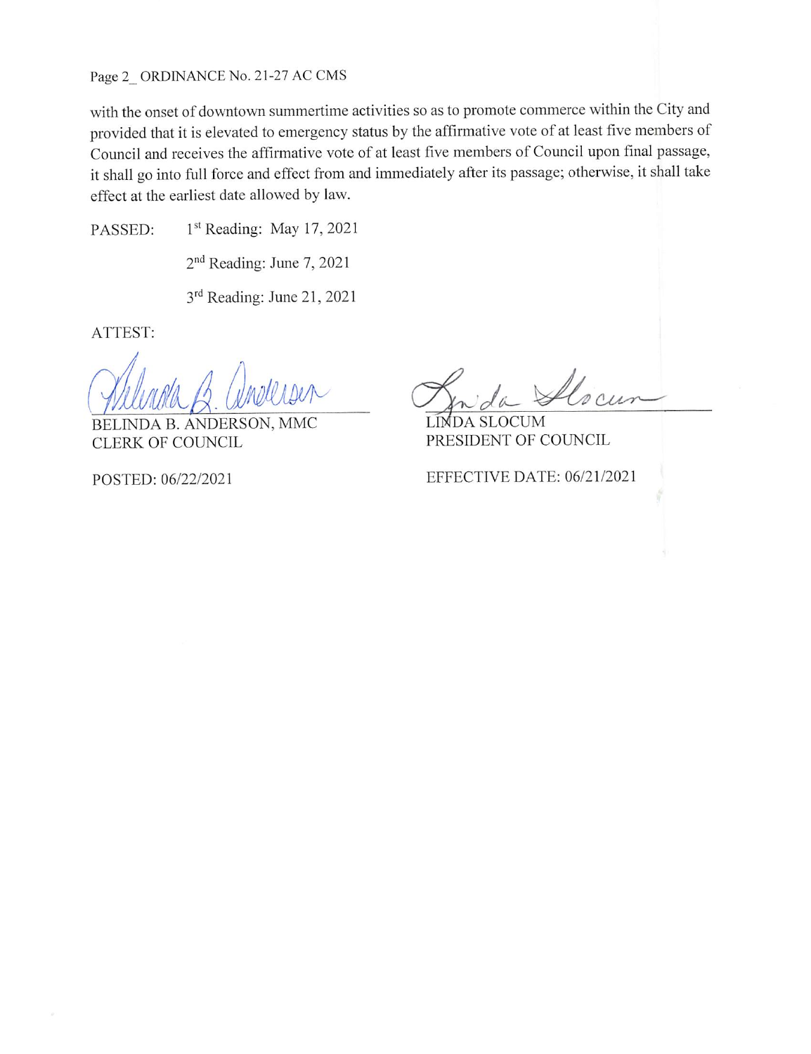with the onset of downtown summertime activities so as to promote commerce within the City and provided that it is elevated to emergency status by the affirmative vote of at least five members of Council and receives the affirmative vote of at least five members of Council upon final passage, it shall go into full force and effect from and immediately after its passage; otherwise, it shall take effect at the earliest date allowed by law.

PASSED: 1st Reading: May 17, 2021

2nd Reading: June 7, 2021

3rd Reading: June 21, 2021

ATTEST:

BELINDA B. ANDERSON, MMC
CLERK OF COUNCIL

LINDA SLOCUM
PRESIDENT OF COUNCIL

POSTED: 06/22/2021

EFFECTIVE DATE: 06/21/2021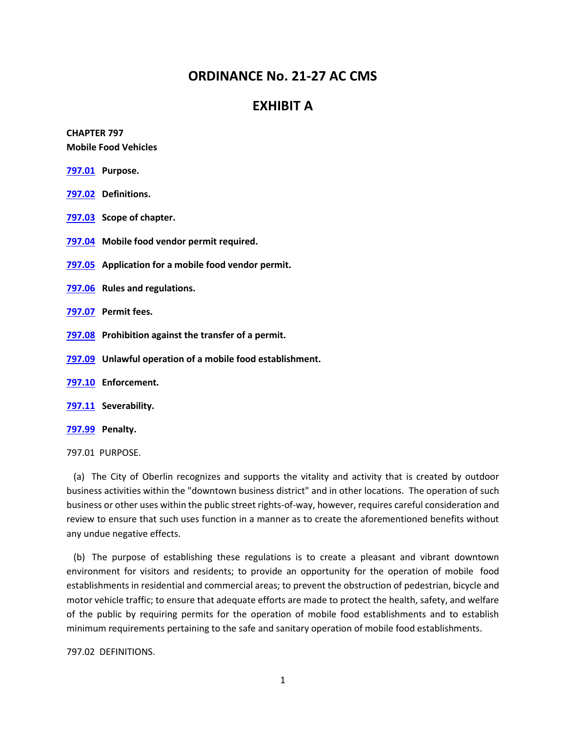# ORDINANCE No. 21-27 AC CMS

# EXHIBIT A

**CHAPTER 797**
**Mobile Food Vehicles**

**797.01 Purpose.**

**797.02 Definitions.**

**797.03 Scope of chapter.**

**797.04 Mobile food vendor permit required.**

**797.05 Application for a mobile food vendor permit.**

**797.06 Rules and regulations.**

**797.07 Permit fees.**

**797.08 Prohibition against the transfer of a permit.**

**797.09 Unlawful operation of a mobile food establishment.**

**797.10 Enforcement.**

**797.11 Severability.**

**797.99 Penalty.**

797.01 PURPOSE.

(a) The City of Oberlin recognizes and supports the vitality and activity that is created by outdoor business activities within the "downtown business district" and in other locations. The operation of such business or other uses within the public street rights-of-way, however, requires careful consideration and review to ensure that such uses function in a manner as to create the aforementioned benefits without any undue negative effects.

(b) The purpose of establishing these regulations is to create a pleasant and vibrant downtown environment for visitors and residents; to provide an opportunity for the operation of mobile food establishments in residential and commercial areas; to prevent the obstruction of pedestrian, bicycle and motor vehicle traffic; to ensure that adequate efforts are made to protect the health, safety, and welfare of the public by requiring permits for the operation of mobile food establishments and to establish minimum requirements pertaining to the safe and sanitary operation of mobile food establishments.

797.02 DEFINITIONS.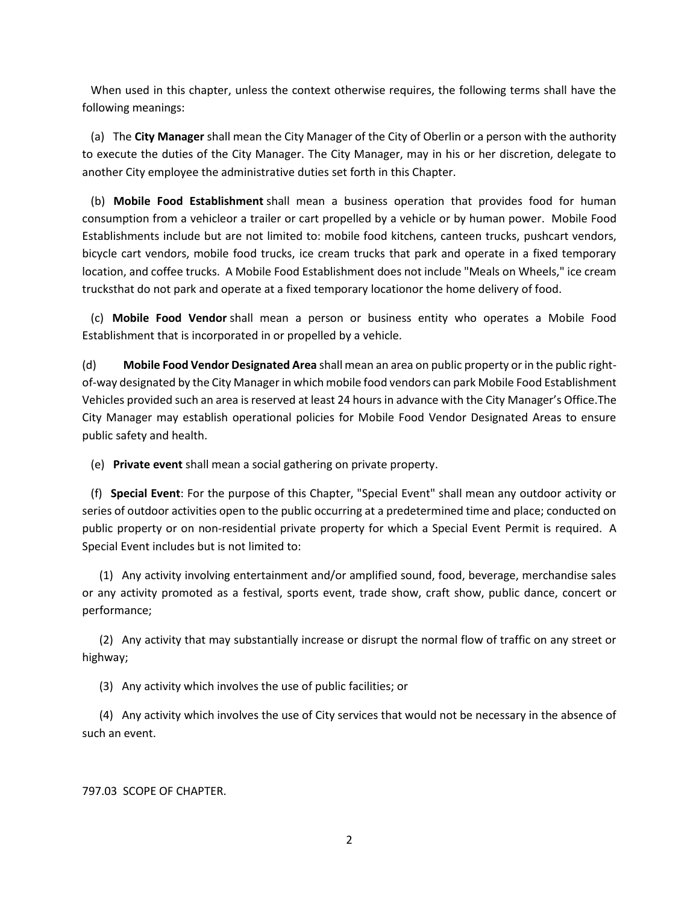When used in this chapter, unless the context otherwise requires, the following terms shall have the following meanings:

(a) The **City Manager** shall mean the City Manager of the City of Oberlin or a person with the authority to execute the duties of the City Manager. The City Manager, may in his or her discretion, delegate to another City employee the administrative duties set forth in this Chapter.

(b) **Mobile Food Establishment** shall mean a business operation that provides food for human consumption from a vehicleor a trailer or cart propelled by a vehicle or by human power. Mobile Food Establishments include but are not limited to: mobile food kitchens, canteen trucks, pushcart vendors, bicycle cart vendors, mobile food trucks, ice cream trucks that park and operate in a fixed temporary location, and coffee trucks. A Mobile Food Establishment does not include "Meals on Wheels," ice cream trucksthat do not park and operate at a fixed temporary locationor the home delivery of food.

(c) **Mobile Food Vendor** shall mean a person or business entity who operates a Mobile Food Establishment that is incorporated in or propelled by a vehicle.

(d) **Mobile Food Vendor Designated Area** shall mean an area on public property or in the public right-of-way designated by the City Manager in which mobile food vendors can park Mobile Food Establishment Vehicles provided such an area is reserved at least 24 hours in advance with the City Manager's Office.The City Manager may establish operational policies for Mobile Food Vendor Designated Areas to ensure public safety and health.

(e) **Private event** shall mean a social gathering on private property.

(f) **Special Event**: For the purpose of this Chapter, "Special Event" shall mean any outdoor activity or series of outdoor activities open to the public occurring at a predetermined time and place; conducted on public property or on non-residential private property for which a Special Event Permit is required. A Special Event includes but is not limited to:

(1) Any activity involving entertainment and/or amplified sound, food, beverage, merchandise sales or any activity promoted as a festival, sports event, trade show, craft show, public dance, concert or performance;

(2) Any activity that may substantially increase or disrupt the normal flow of traffic on any street or highway;

(3) Any activity which involves the use of public facilities; or

(4) Any activity which involves the use of City services that would not be necessary in the absence of such an event.

797.03 SCOPE OF CHAPTER.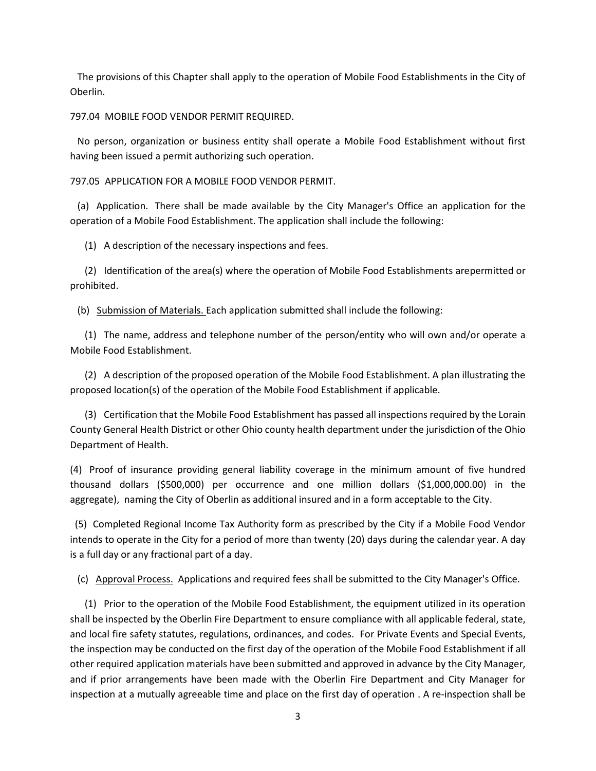The provisions of this Chapter shall apply to the operation of Mobile Food Establishments in the City of Oberlin.

797.04 MOBILE FOOD VENDOR PERMIT REQUIRED.

No person, organization or business entity shall operate a Mobile Food Establishment without first having been issued a permit authorizing such operation.

797.05 APPLICATION FOR A MOBILE FOOD VENDOR PERMIT.

(a) Application. There shall be made available by the City Manager's Office an application for the operation of a Mobile Food Establishment. The application shall include the following:

(1) A description of the necessary inspections and fees.

(2) Identification of the area(s) where the operation of Mobile Food Establishments arepermitted or prohibited.

(b) Submission of Materials. Each application submitted shall include the following:

(1) The name, address and telephone number of the person/entity who will own and/or operate a Mobile Food Establishment.

(2) A description of the proposed operation of the Mobile Food Establishment. A plan illustrating the proposed location(s) of the operation of the Mobile Food Establishment if applicable.

(3) Certification that the Mobile Food Establishment has passed all inspections required by the Lorain County General Health District or other Ohio county health department under the jurisdiction of the Ohio Department of Health.

(4) Proof of insurance providing general liability coverage in the minimum amount of five hundred thousand dollars ($500,000) per occurrence and one million dollars ($1,000,000.00) in the aggregate), naming the City of Oberlin as additional insured and in a form acceptable to the City.

(5) Completed Regional Income Tax Authority form as prescribed by the City if a Mobile Food Vendor intends to operate in the City for a period of more than twenty (20) days during the calendar year. A day is a full day or any fractional part of a day.

(c) Approval Process. Applications and required fees shall be submitted to the City Manager's Office.

(1) Prior to the operation of the Mobile Food Establishment, the equipment utilized in its operation shall be inspected by the Oberlin Fire Department to ensure compliance with all applicable federal, state, and local fire safety statutes, regulations, ordinances, and codes. For Private Events and Special Events, the inspection may be conducted on the first day of the operation of the Mobile Food Establishment if all other required application materials have been submitted and approved in advance by the City Manager, and if prior arrangements have been made with the Oberlin Fire Department and City Manager for inspection at a mutually agreeable time and place on the first day of operation . A re-inspection shall be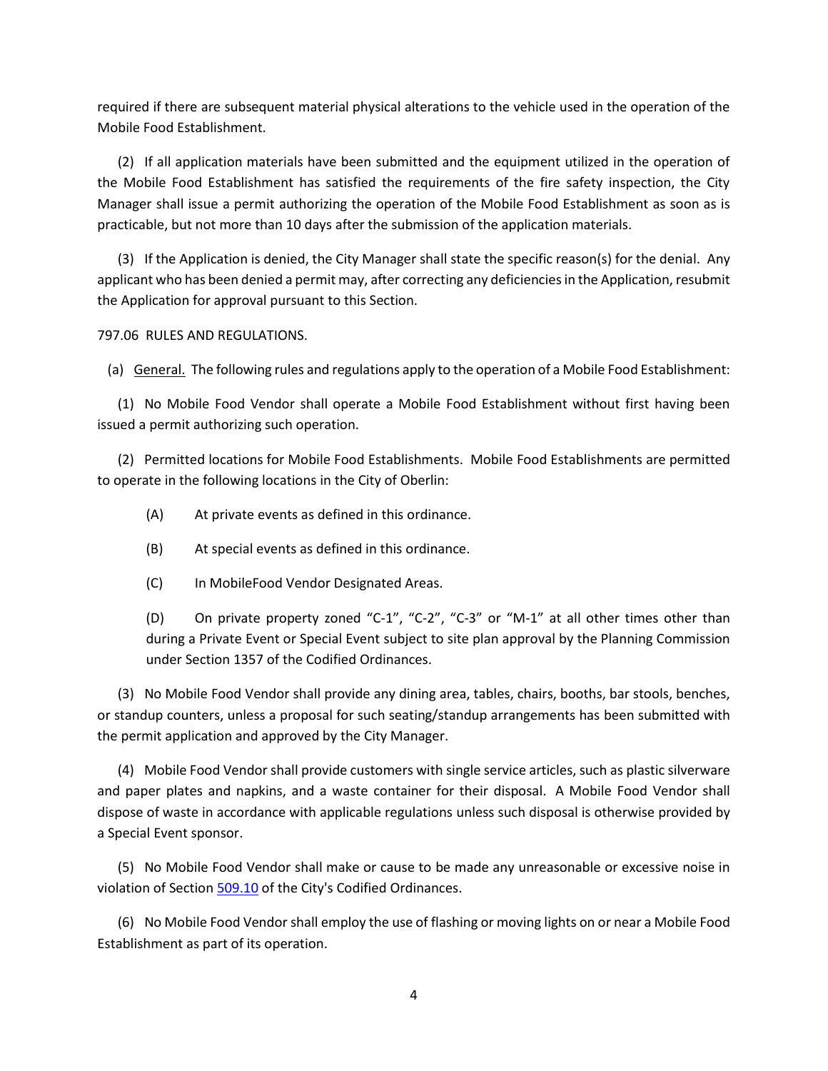required if there are subsequent material physical alterations to the vehicle used in the operation of the Mobile Food Establishment.

(2) If all application materials have been submitted and the equipment utilized in the operation of the Mobile Food Establishment has satisfied the requirements of the fire safety inspection, the City Manager shall issue a permit authorizing the operation of the Mobile Food Establishment as soon as is practicable, but not more than 10 days after the submission of the application materials.

(3) If the Application is denied, the City Manager shall state the specific reason(s) for the denial. Any applicant who has been denied a permit may, after correcting any deficiencies in the Application, resubmit the Application for approval pursuant to this Section.

797.06 RULES AND REGULATIONS.

(a) General. The following rules and regulations apply to the operation of a Mobile Food Establishment:

(1) No Mobile Food Vendor shall operate a Mobile Food Establishment without first having been issued a permit authorizing such operation.

(2) Permitted locations for Mobile Food Establishments. Mobile Food Establishments are permitted to operate in the following locations in the City of Oberlin:

(A) At private events as defined in this ordinance.

(B) At special events as defined in this ordinance.

(C) In MobileFood Vendor Designated Areas.

(D) On private property zoned “C-1”, “C-2”, “C-3” or “M-1” at all other times other than during a Private Event or Special Event subject to site plan approval by the Planning Commission under Section 1357 of the Codified Ordinances.

(3) No Mobile Food Vendor shall provide any dining area, tables, chairs, booths, bar stools, benches, or standup counters, unless a proposal for such seating/standup arrangements has been submitted with the permit application and approved by the City Manager.

(4) Mobile Food Vendor shall provide customers with single service articles, such as plastic silverware and paper plates and napkins, and a waste container for their disposal. A Mobile Food Vendor shall dispose of waste in accordance with applicable regulations unless such disposal is otherwise provided by a Special Event sponsor.

(5) No Mobile Food Vendor shall make or cause to be made any unreasonable or excessive noise in violation of Section 509.10 of the City's Codified Ordinances.

(6) No Mobile Food Vendor shall employ the use of flashing or moving lights on or near a Mobile Food Establishment as part of its operation.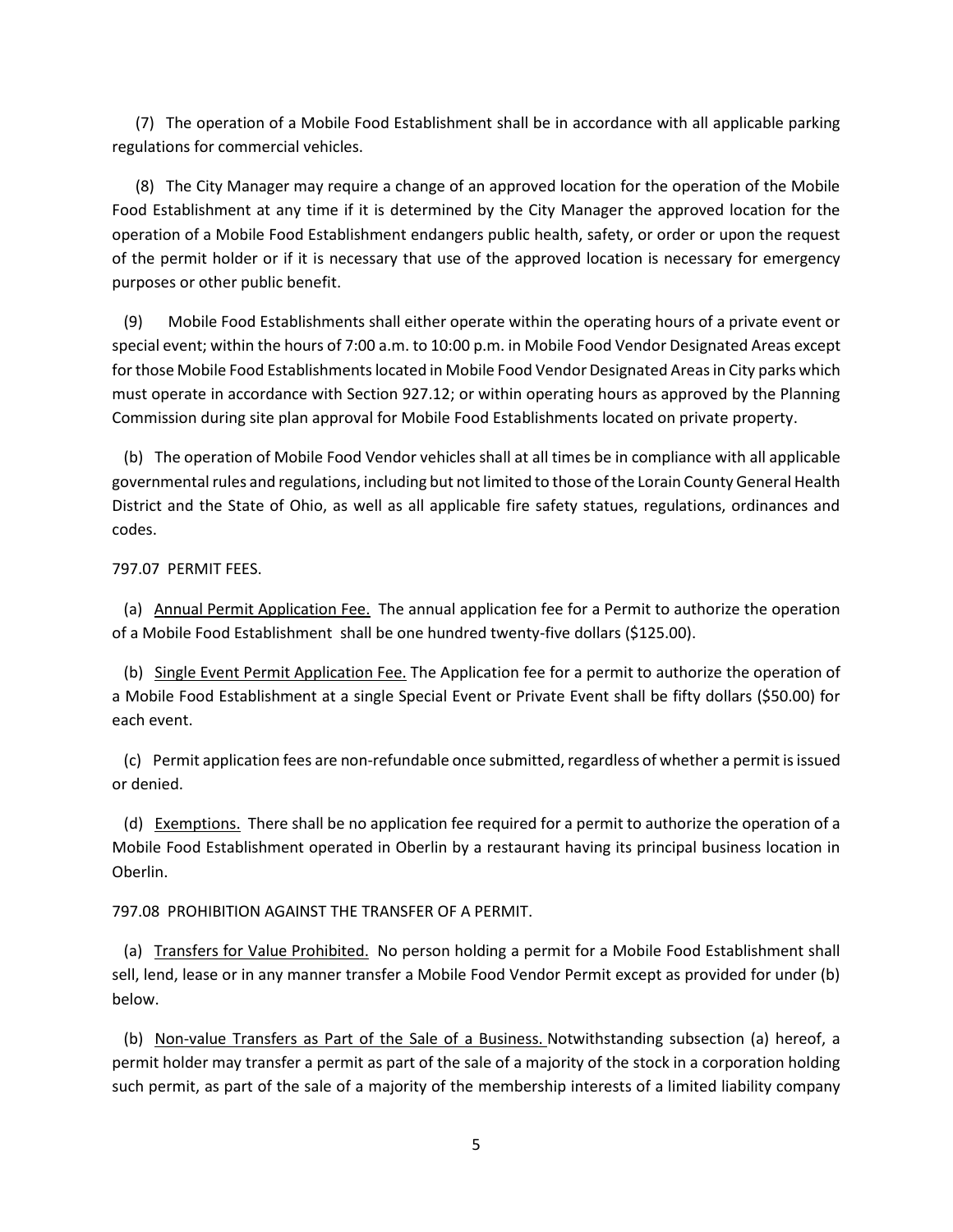(7) The operation of a Mobile Food Establishment shall be in accordance with all applicable parking regulations for commercial vehicles.

(8) The City Manager may require a change of an approved location for the operation of the Mobile Food Establishment at any time if it is determined by the City Manager the approved location for the operation of a Mobile Food Establishment endangers public health, safety, or order or upon the request of the permit holder or if it is necessary that use of the approved location is necessary for emergency purposes or other public benefit.

(9) Mobile Food Establishments shall either operate within the operating hours of a private event or special event; within the hours of 7:00 a.m. to 10:00 p.m. in Mobile Food Vendor Designated Areas except for those Mobile Food Establishments located in Mobile Food Vendor Designated Areas in City parks which must operate in accordance with Section 927.12; or within operating hours as approved by the Planning Commission during site plan approval for Mobile Food Establishments located on private property.

(b) The operation of Mobile Food Vendor vehicles shall at all times be in compliance with all applicable governmental rules and regulations, including but not limited to those of the Lorain County General Health District and the State of Ohio, as well as all applicable fire safety statues, regulations, ordinances and codes.

797.07 PERMIT FEES.

(a) Annual Permit Application Fee. The annual application fee for a Permit to authorize the operation of a Mobile Food Establishment shall be one hundred twenty-five dollars ($125.00).

(b) Single Event Permit Application Fee. The Application fee for a permit to authorize the operation of a Mobile Food Establishment at a single Special Event or Private Event shall be fifty dollars ($50.00) for each event.

(c) Permit application fees are non-refundable once submitted, regardless of whether a permit is issued or denied.

(d) Exemptions. There shall be no application fee required for a permit to authorize the operation of a Mobile Food Establishment operated in Oberlin by a restaurant having its principal business location in Oberlin.

797.08 PROHIBITION AGAINST THE TRANSFER OF A PERMIT.

(a) Transfers for Value Prohibited. No person holding a permit for a Mobile Food Establishment shall sell, lend, lease or in any manner transfer a Mobile Food Vendor Permit except as provided for under (b) below.

(b) Non-value Transfers as Part of the Sale of a Business. Notwithstanding subsection (a) hereof, a permit holder may transfer a permit as part of the sale of a majority of the stock in a corporation holding such permit, as part of the sale of a majority of the membership interests of a limited liability company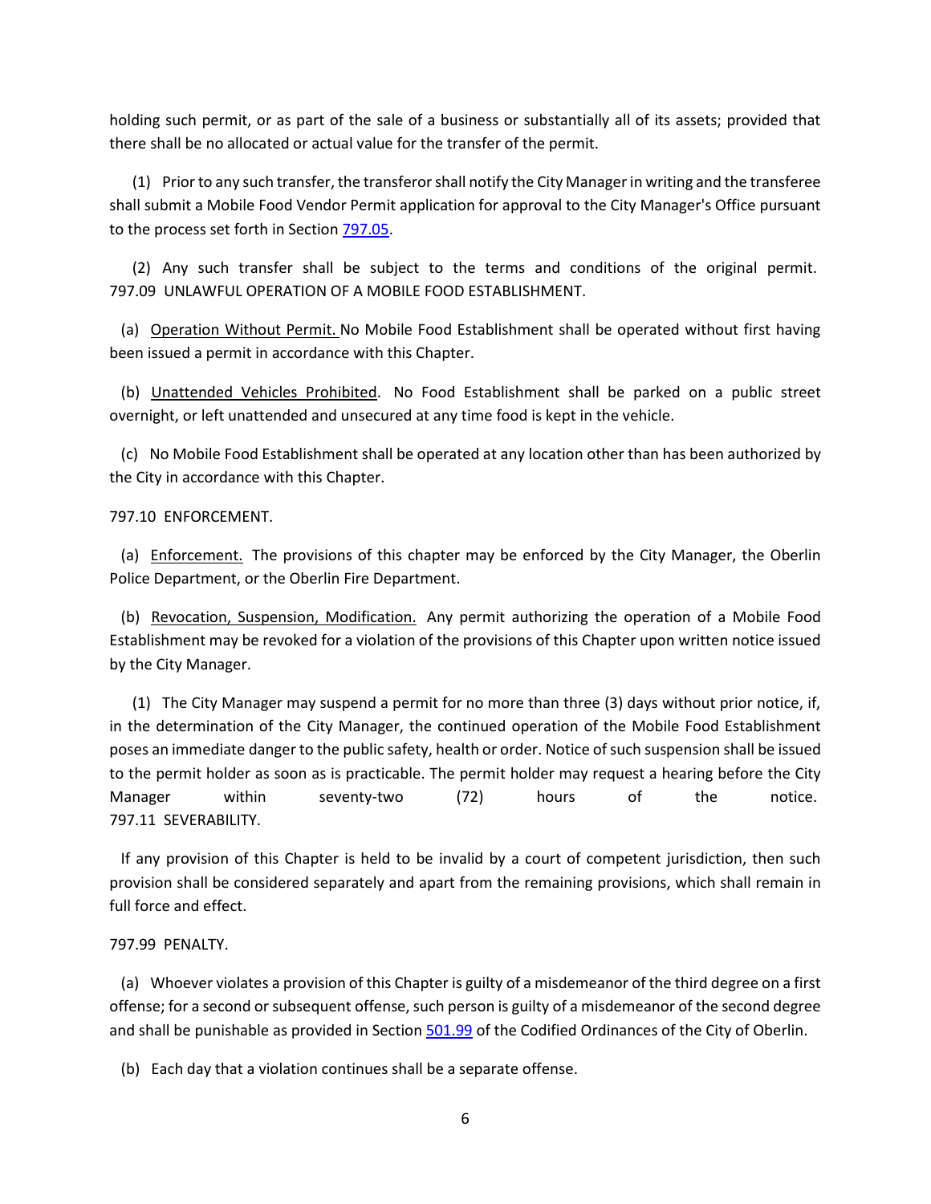holding such permit, or as part of the sale of a business or substantially all of its assets; provided that there shall be no allocated or actual value for the transfer of the permit.

(1) Prior to any such transfer, the transferor shall notify the City Manager in writing and the transferee shall submit a Mobile Food Vendor Permit application for approval to the City Manager's Office pursuant to the process set forth in Section 797.05.

(2) Any such transfer shall be subject to the terms and conditions of the original permit.

797.09 UNLAWFUL OPERATION OF A MOBILE FOOD ESTABLISHMENT.

(a) Operation Without Permit. No Mobile Food Establishment shall be operated without first having been issued a permit in accordance with this Chapter.

(b) Unattended Vehicles Prohibited. No Food Establishment shall be parked on a public street overnight, or left unattended and unsecured at any time food is kept in the vehicle.

(c) No Mobile Food Establishment shall be operated at any location other than has been authorized by the City in accordance with this Chapter.

797.10 ENFORCEMENT.

(a) Enforcement. The provisions of this chapter may be enforced by the City Manager, the Oberlin Police Department, or the Oberlin Fire Department.

(b) Revocation, Suspension, Modification. Any permit authorizing the operation of a Mobile Food Establishment may be revoked for a violation of the provisions of this Chapter upon written notice issued by the City Manager.

(1) The City Manager may suspend a permit for no more than three (3) days without prior notice, if, in the determination of the City Manager, the continued operation of the Mobile Food Establishment poses an immediate danger to the public safety, health or order. Notice of such suspension shall be issued to the permit holder as soon as is practicable. The permit holder may request a hearing before the City Manager within seventy-two (72) hours of the notice.

797.11 SEVERABILITY.

If any provision of this Chapter is held to be invalid by a court of competent jurisdiction, then such provision shall be considered separately and apart from the remaining provisions, which shall remain in full force and effect.

797.99 PENALTY.

(a) Whoever violates a provision of this Chapter is guilty of a misdemeanor of the third degree on a first offense; for a second or subsequent offense, such person is guilty of a misdemeanor of the second degree and shall be punishable as provided in Section 501.99 of the Codified Ordinances of the City of Oberlin.

(b) Each day that a violation continues shall be a separate offense.